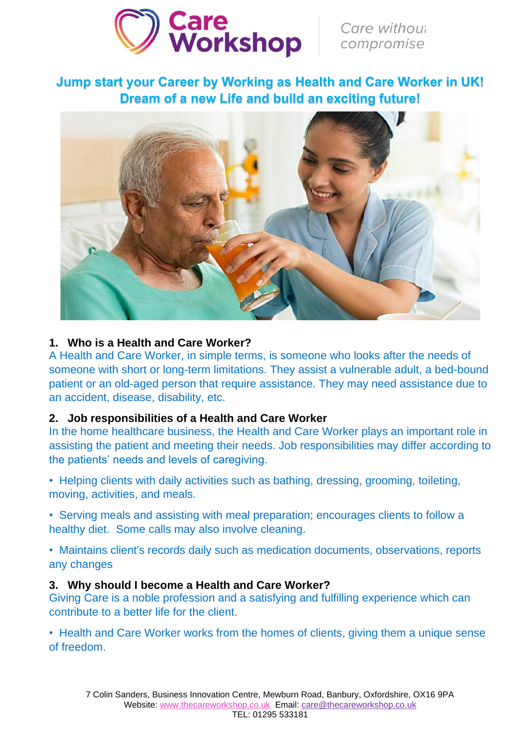**Care Workshop** | *Care without compromise*

## Jump start your Career by Working as Health and Care Worker in UK! Dream of a new Life and build an exciting future!

### 1. Who is a Health and Care Worker?

A Health and Care Worker, in simple terms, is someone who looks after the needs of someone with short or long-term limitations. They assist a vulnerable adult, a bed-bound patient or an old-aged person that require assistance. They may need assistance due to an accident, disease, disability, etc.

### 2. Job responsibilities of a Health and Care Worker

In the home healthcare business, the Health and Care Worker plays an important role in assisting the patient and meeting their needs. Job responsibilities may differ according to the patients' needs and levels of caregiving.

- Helping clients with daily activities such as bathing, dressing, grooming, toileting, moving, activities, and meals.
- Serving meals and assisting with meal preparation; encourages clients to follow a healthy diet. Some calls may also involve cleaning.
- Maintains client's records daily such as medication documents, observations, reports any changes

### 3. Why should I become a Health and Care Worker?

Giving Care is a noble profession and a satisfying and fulfilling experience which can contribute to a better life for the client.

- Health and Care Worker works from the homes of clients, giving them a unique sense of freedom.

7 Colin Sanders, Business Innovation Centre, Mewburn Road, Banbury, Oxfordshire, OX16 9PA
Website: www.thecareworkshop.co.uk Email: care@thecareworkshop.co.uk
TEL: 01295 533181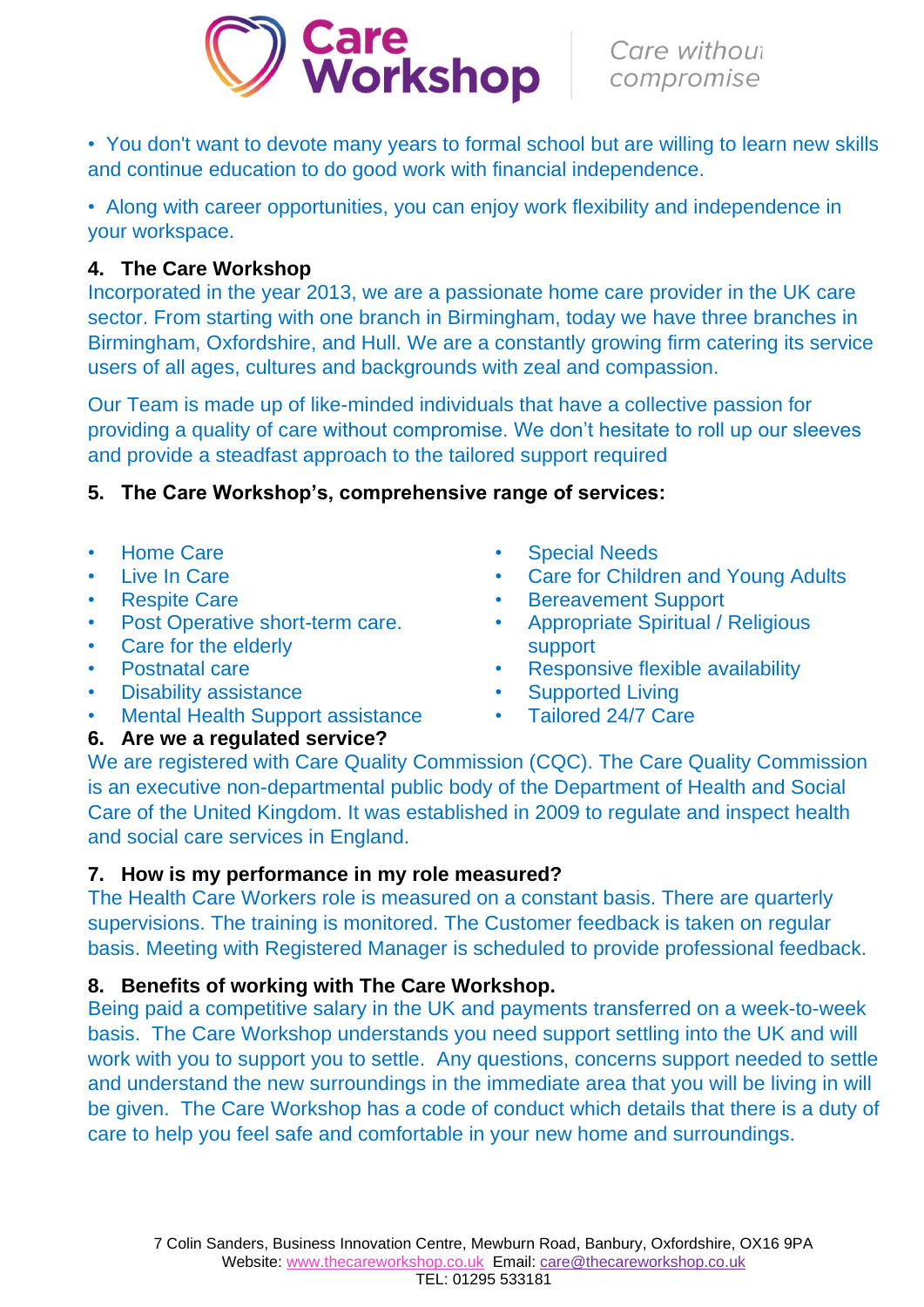• You don't want to devote many years to formal school but are willing to learn new skills and continue education to do good work with financial independence.

• Along with career opportunities, you can enjoy work flexibility and independence in your workspace.

## 4. The Care Workshop

Incorporated in the year 2013, we are a passionate home care provider in the UK care sector. From starting with one branch in Birmingham, today we have three branches in Birmingham, Oxfordshire, and Hull. We are a constantly growing firm catering its service users of all ages, cultures and backgrounds with zeal and compassion.

Our Team is made up of like-minded individuals that have a collective passion for providing a quality of care without compromise. We don't hesitate to roll up our sleeves and provide a steadfast approach to the tailored support required

## 5. The Care Workshop's, comprehensive range of services:

- Home Care
- Live In Care
- Respite Care
- Post Operative short-term care.
- Care for the elderly
- Postnatal care
- Disability assistance
- Mental Health Support assistance
- Special Needs
- Care for Children and Young Adults
- Bereavement Support
- Appropriate Spiritual / Religious support
- Responsive flexible availability
- Supported Living
- Tailored 24/7 Care

## 6. Are we a regulated service?

We are registered with Care Quality Commission (CQC). The Care Quality Commission is an executive non-departmental public body of the Department of Health and Social Care of the United Kingdom. It was established in 2009 to regulate and inspect health and social care services in England.

## 7. How is my performance in my role measured?

The Health Care Workers role is measured on a constant basis. There are quarterly supervisions. The training is monitored. The Customer feedback is taken on regular basis. Meeting with Registered Manager is scheduled to provide professional feedback.

## 8. Benefits of working with The Care Workshop.

Being paid a competitive salary in the UK and payments transferred on a week-to-week basis. The Care Workshop understands you need support settling into the UK and will work with you to support you to settle. Any questions, concerns support needed to settle and understand the new surroundings in the immediate area that you will be living in will be given. The Care Workshop has a code of conduct which details that there is a duty of care to help you feel safe and comfortable in your new home and surroundings.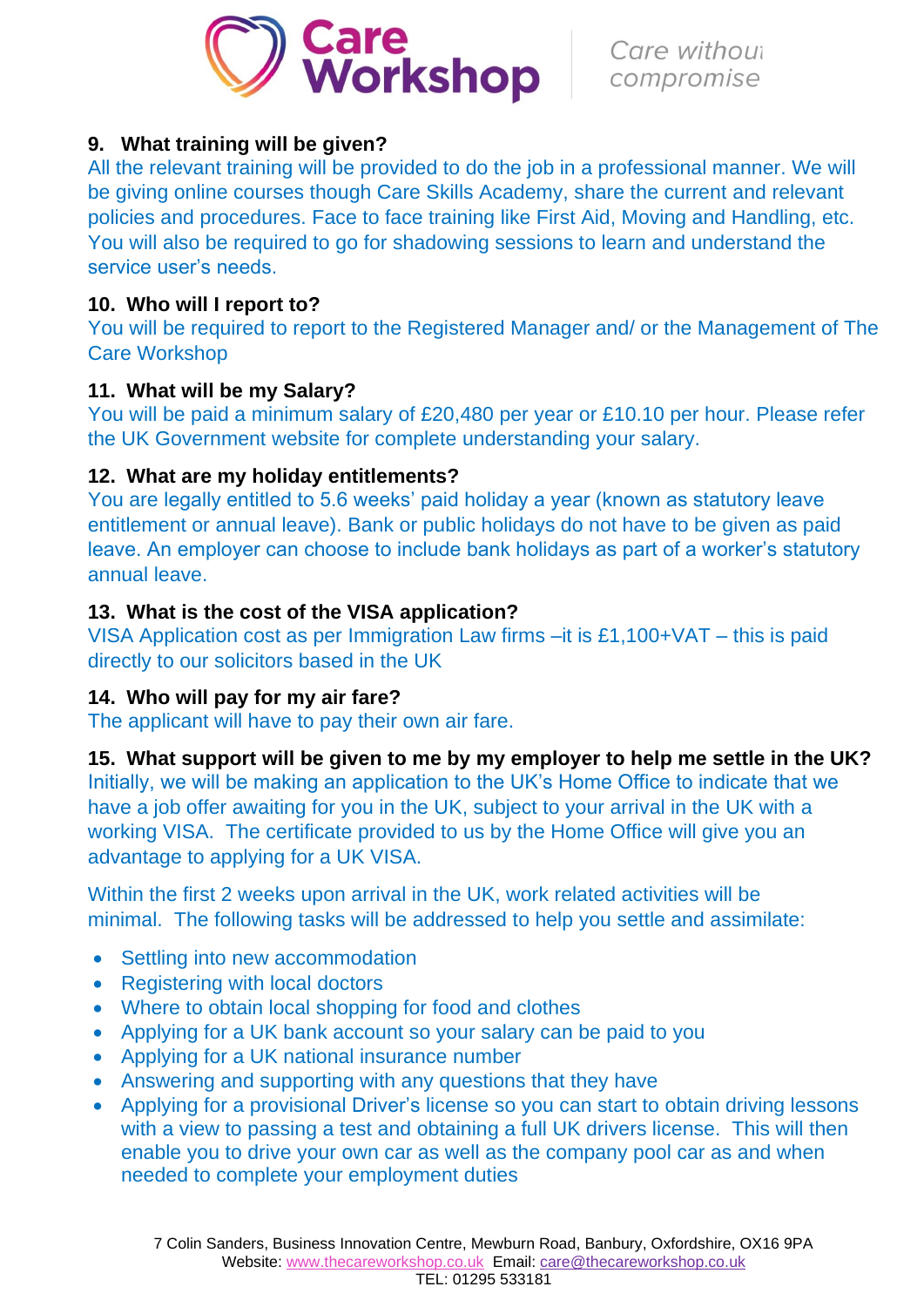### 9. What training will be given?

All the relevant training will be provided to do the job in a professional manner. We will be giving online courses though Care Skills Academy, share the current and relevant policies and procedures. Face to face training like First Aid, Moving and Handling, etc. You will also be required to go for shadowing sessions to learn and understand the service user's needs.

### 10. Who will I report to?

You will be required to report to the Registered Manager and/ or the Management of The Care Workshop

### 11. What will be my Salary?

You will be paid a minimum salary of £20,480 per year or £10.10 per hour. Please refer the UK Government website for complete understanding your salary.

### 12. What are my holiday entitlements?

You are legally entitled to 5.6 weeks' paid holiday a year (known as statutory leave entitlement or annual leave). Bank or public holidays do not have to be given as paid leave. An employer can choose to include bank holidays as part of a worker's statutory annual leave.

### 13. What is the cost of the VISA application?

VISA Application cost as per Immigration Law firms –it is £1,100+VAT – this is paid directly to our solicitors based in the UK

### 14. Who will pay for my air fare?

The applicant will have to pay their own air fare.

### 15. What support will be given to me by my employer to help me settle in the UK?

Initially, we will be making an application to the UK's Home Office to indicate that we have a job offer awaiting for you in the UK, subject to your arrival in the UK with a working VISA. The certificate provided to us by the Home Office will give you an advantage to applying for a UK VISA.

Within the first 2 weeks upon arrival in the UK, work related activities will be minimal. The following tasks will be addressed to help you settle and assimilate:

- Settling into new accommodation
- Registering with local doctors
- Where to obtain local shopping for food and clothes
- Applying for a UK bank account so your salary can be paid to you
- Applying for a UK national insurance number
- Answering and supporting with any questions that they have
- Applying for a provisional Driver's license so you can start to obtain driving lessons with a view to passing a test and obtaining a full UK drivers license. This will then enable you to drive your own car as well as the company pool car as and when needed to complete your employment duties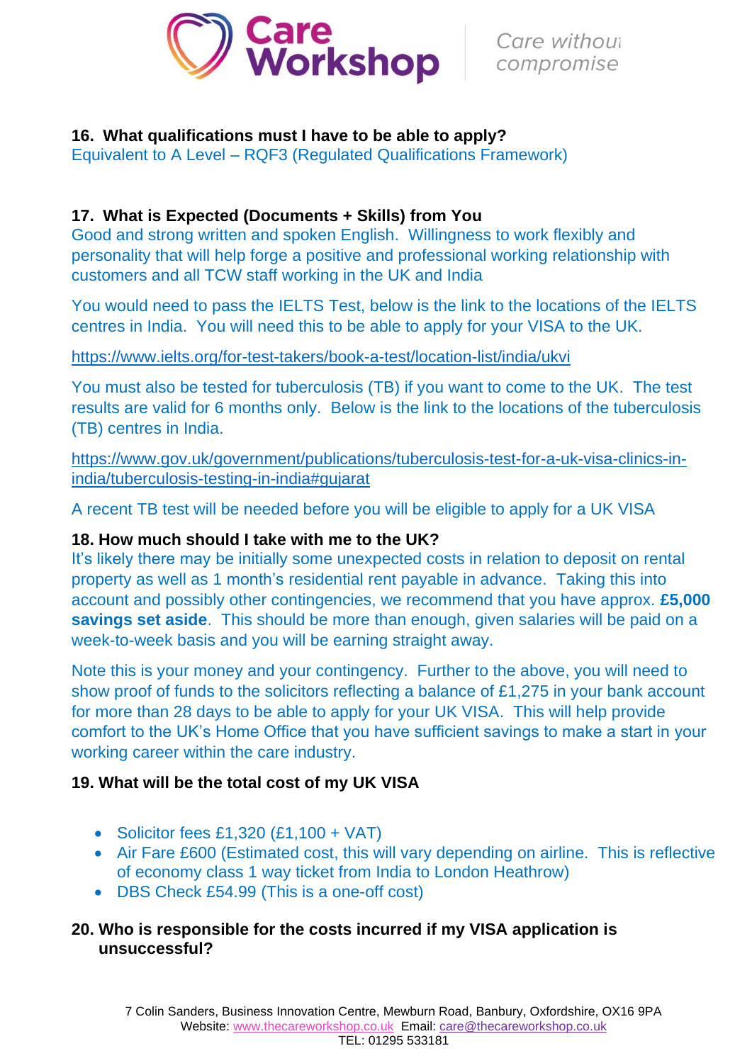### 16. What qualifications must I have to be able to apply?

Equivalent to A Level – RQF3 (Regulated Qualifications Framework)

### 17. What is Expected (Documents + Skills) from You

Good and strong written and spoken English. Willingness to work flexibly and personality that will help forge a positive and professional working relationship with customers and all TCW staff working in the UK and India

You would need to pass the IELTS Test, below is the link to the locations of the IELTS centres in India. You will need this to be able to apply for your VISA to the UK.

https://www.ielts.org/for-test-takers/book-a-test/location-list/india/ukvi

You must also be tested for tuberculosis (TB) if you want to come to the UK. The test results are valid for 6 months only. Below is the link to the locations of the tuberculosis (TB) centres in India.

https://www.gov.uk/government/publications/tuberculosis-test-for-a-uk-visa-clinics-in-india/tuberculosis-testing-in-india#gujarat

A recent TB test will be needed before you will be eligible to apply for a UK VISA

### 18. How much should I take with me to the UK?

It's likely there may be initially some unexpected costs in relation to deposit on rental property as well as 1 month's residential rent payable in advance. Taking this into account and possibly other contingencies, we recommend that you have approx. **£5,000 savings set aside**. This should be more than enough, given salaries will be paid on a week-to-week basis and you will be earning straight away.

Note this is your money and your contingency. Further to the above, you will need to show proof of funds to the solicitors reflecting a balance of £1,275 in your bank account for more than 28 days to be able to apply for your UK VISA. This will help provide comfort to the UK's Home Office that you have sufficient savings to make a start in your working career within the care industry.

### 19. What will be the total cost of my UK VISA

- Solicitor fees £1,320 (£1,100 + VAT)
- Air Fare £600 (Estimated cost, this will vary depending on airline. This is reflective of economy class 1 way ticket from India to London Heathrow)
- DBS Check £54.99 (This is a one-off cost)

### 20. Who is responsible for the costs incurred if my VISA application is unsuccessful?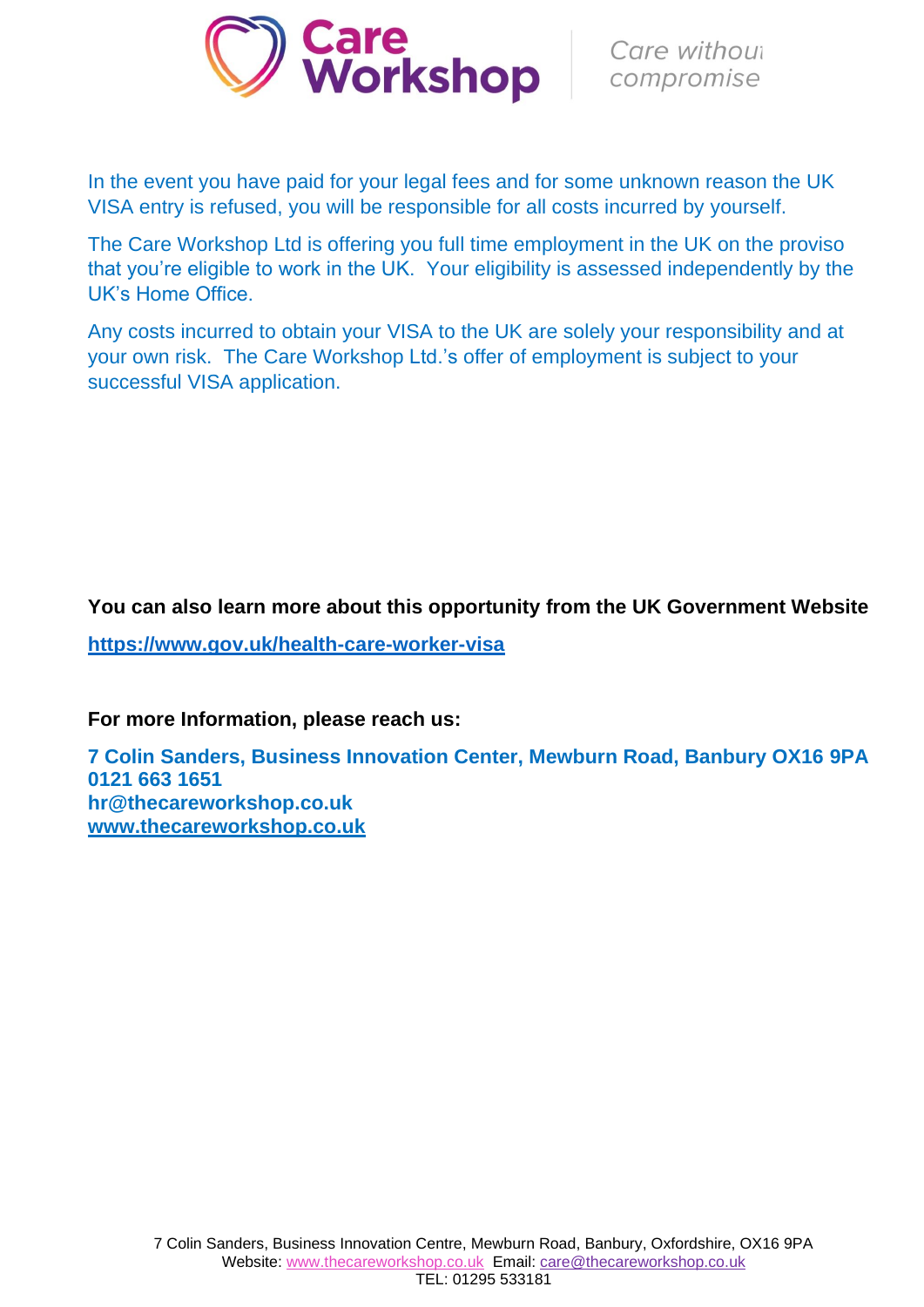In the event you have paid for your legal fees and for some unknown reason the UK VISA entry is refused, you will be responsible for all costs incurred by yourself.

The Care Workshop Ltd is offering you full time employment in the UK on the proviso that you're eligible to work in the UK. Your eligibility is assessed independently by the UK's Home Office.

Any costs incurred to obtain your VISA to the UK are solely your responsibility and at your own risk. The Care Workshop Ltd.'s offer of employment is subject to your successful VISA application.

**You can also learn more about this opportunity from the UK Government Website**

**https://www.gov.uk/health-care-worker-visa**

**For more Information, please reach us:**

**7 Colin Sanders, Business Innovation Center, Mewburn Road, Banbury OX16 9PA**
**0121 663 1651**
**hr@thecareworkshop.co.uk**
**www.thecareworkshop.co.uk**